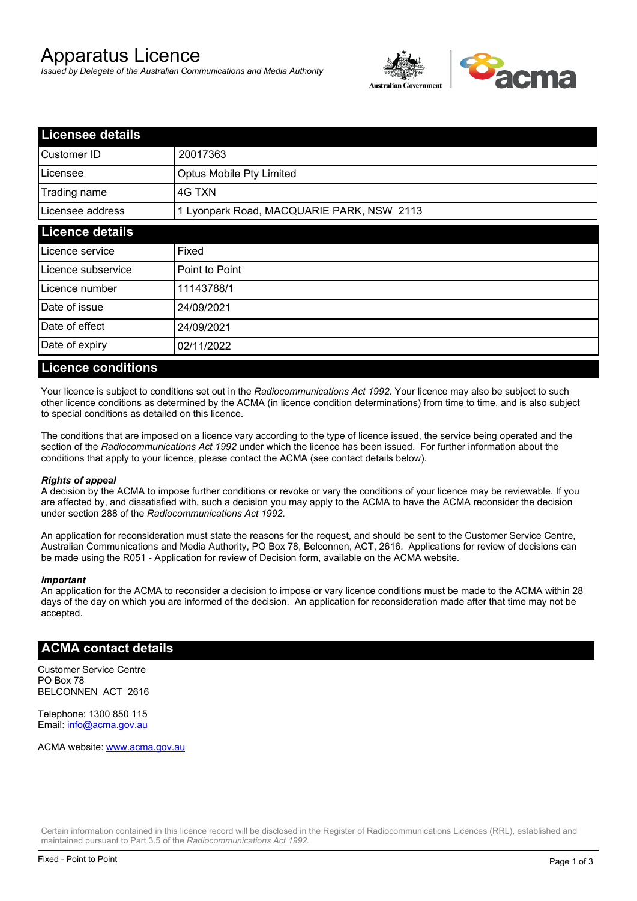# Apparatus Licence

*Issued by Delegate of the Australian Communications and Media Authority*

## Licensee details

| | |
|---|---|
| Customer ID | 20017363 |
| Licensee | Optus Mobile Pty Limited |
| Trading name | 4G TXN |
| Licensee address | 1 Lyonpark Road, MACQUARIE PARK, NSW 2113 |

## Licence details

| | |
|---|---|
| Licence service | Fixed |
| Licence subservice | Point to Point |
| Licence number | 11143788/1 |
| Date of issue | 24/09/2021 |
| Date of effect | 24/09/2021 |
| Date of expiry | 02/11/2022 |

## Licence conditions

Your licence is subject to conditions set out in the *Radiocommunications Act 1992*. Your licence may also be subject to such other licence conditions as determined by the ACMA (in licence condition determinations) from time to time, and is also subject to special conditions as detailed on this licence.

The conditions that are imposed on a licence vary according to the type of licence issued, the service being operated and the section of the *Radiocommunications Act 1992* under which the licence has been issued. For further information about the conditions that apply to your licence, please contact the ACMA (see contact details below).

***Rights of appeal***

A decision by the ACMA to impose further conditions or revoke or vary the conditions of your licence may be reviewable. If you are affected by, and dissatisfied with, such a decision you may apply to the ACMA to have the ACMA reconsider the decision under section 288 of the *Radiocommunications Act 1992*.

An application for reconsideration must state the reasons for the request, and should be sent to the Customer Service Centre, Australian Communications and Media Authority, PO Box 78, Belconnen, ACT, 2616. Applications for review of decisions can be made using the R051 - Application for review of Decision form, available on the ACMA website.

***Important***

An application for the ACMA to reconsider a decision to impose or vary licence conditions must be made to the ACMA within 28 days of the day on which you are informed of the decision. An application for reconsideration made after that time may not be accepted.

## ACMA contact details

Customer Service Centre
PO Box 78
BELCONNEN ACT 2616

Telephone: 1300 850 115
Email: info@acma.gov.au

ACMA website: www.acma.gov.au

Certain information contained in this licence record will be disclosed in the Register of Radiocommunications Licences (RRL), established and maintained pursuant to Part 3.5 of the *Radiocommunications Act 1992*.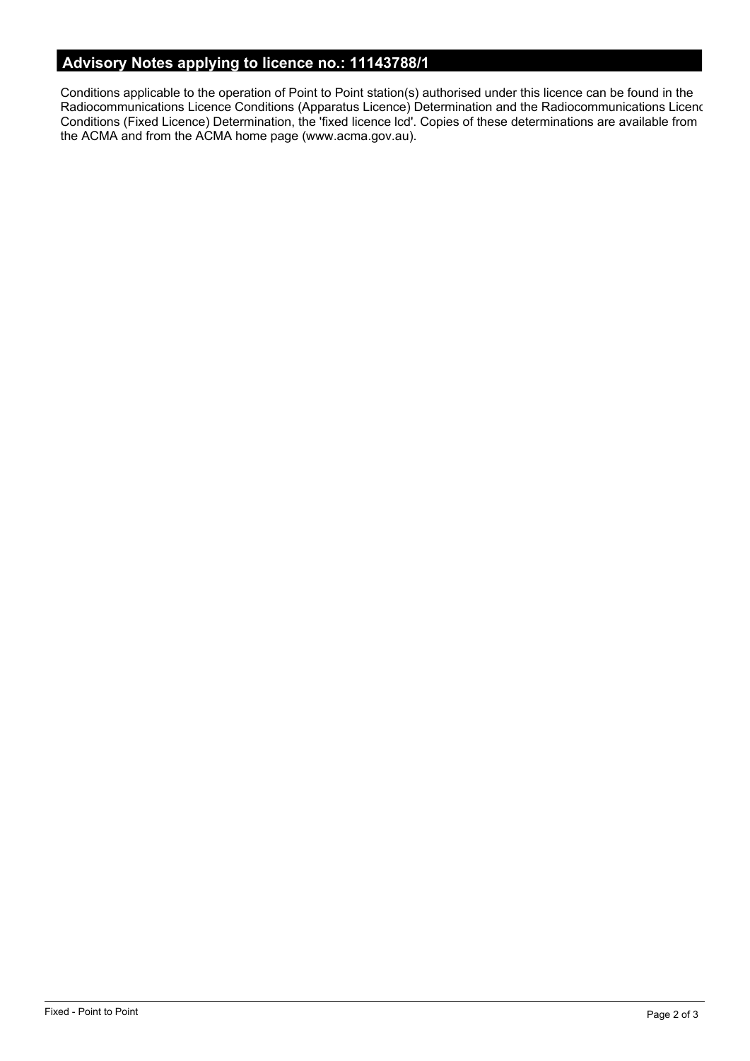## Advisory Notes applying to licence no.: 11143788/1

Conditions applicable to the operation of Point to Point station(s) authorised under this licence can be found in the Radiocommunications Licence Conditions (Apparatus Licence) Determination and the Radiocommunications Licenc Conditions (Fixed Licence) Determination, the 'fixed licence lcd'. Copies of these determinations are available from the ACMA and from the ACMA home page (www.acma.gov.au).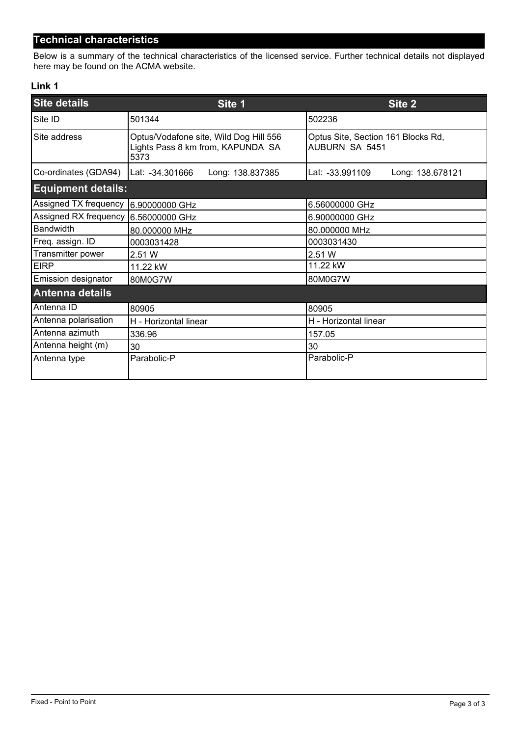## Technical characteristics

Below is a summary of the technical characteristics of the licensed service. Further technical details not displayed here may be found on the ACMA website.

### Link 1

| Site details | Site 1 | Site 2 |
|---|---|---|
| Site ID | 501344 | 502236 |
| Site address | Optus/Vodafone site, Wild Dog Hill 556 Lights Pass 8 km from, KAPUNDA SA 5373 | Optus Site, Section 161 Blocks Rd, AUBURN SA 5451 |
| Co-ordinates (GDA94) | Lat: -34.301666 Long: 138.837385 | Lat: -33.991109 Long: 138.678121 |
| **Equipment details:** | | |
| Assigned TX frequency | 6.90000000 GHz | 6.56000000 GHz |
| Assigned RX frequency | 6.56000000 GHz | 6.90000000 GHz |
| Bandwidth | 80.000000 MHz | 80.000000 MHz |
| Freq. assign. ID | 0003031428 | 0003031430 |
| Transmitter power | 2.51 W | 2.51 W |
| EIRP | 11.22 kW | 11.22 kW |
| Emission designator | 80M0G7W | 80M0G7W |
| **Antenna details** | | |
| Antenna ID | 80905 | 80905 |
| Antenna polarisation | H - Horizontal linear | H - Horizontal linear |
| Antenna azimuth | 336.96 | 157.05 |
| Antenna height (m) | 30 | 30 |
| Antenna type | Parabolic-P | Parabolic-P |

Fixed - Point to Point